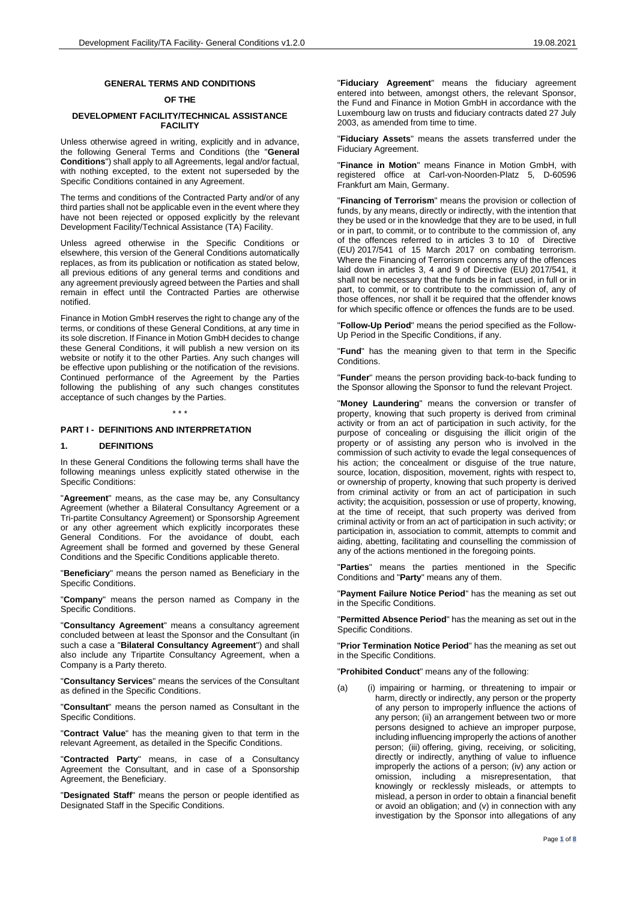# GENERAL TERMS AND CONDITIONS

## OF THE

## DEVELOPMENT FACILITY/TECHNICAL ASSISTANCE FACILITY

Unless otherwise agreed in writing, explicitly and in advance, the following General Terms and Conditions (the "**General Conditions**") shall apply to all Agreements, legal and/or factual, with nothing excepted, to the extent not superseded by the Specific Conditions contained in any Agreement.

The terms and conditions of the Contracted Party and/or of any third parties shall not be applicable even in the event where they have not been rejected or opposed explicitly by the relevant Development Facility/Technical Assistance (TA) Facility.

Unless agreed otherwise in the Specific Conditions or elsewhere, this version of the General Conditions automatically replaces, as from its publication or notification as stated below, all previous editions of any general terms and conditions and any agreement previously agreed between the Parties and shall remain in effect until the Contracted Parties are otherwise notified.

Finance in Motion GmbH reserves the right to change any of the terms, or conditions of these General Conditions, at any time in its sole discretion. If Finance in Motion GmbH decides to change these General Conditions, it will publish a new version on its website or notify it to the other Parties. Any such changes will be effective upon publishing or the notification of the revisions. Continued performance of the Agreement by the Parties following the publishing of any such changes constitutes acceptance of such changes by the Parties.

\* \* \*

## PART I - DEFINITIONS AND INTERPRETATION

### 1. DEFINITIONS

In these General Conditions the following terms shall have the following meanings unless explicitly stated otherwise in the Specific Conditions:

"**Agreement**" means, as the case may be, any Consultancy Agreement (whether a Bilateral Consultancy Agreement or a Tri-partite Consultancy Agreement) or Sponsorship Agreement or any other agreement which explicitly incorporates these General Conditions. For the avoidance of doubt, each Agreement shall be formed and governed by these General Conditions and the Specific Conditions applicable thereto.

"**Beneficiary**" means the person named as Beneficiary in the Specific Conditions.

"**Company**" means the person named as Company in the Specific Conditions.

"**Consultancy Agreement**" means a consultancy agreement concluded between at least the Sponsor and the Consultant (in such a case a "**Bilateral Consultancy Agreement**") and shall also include any Tripartite Consultancy Agreement, when a Company is a Party thereto.

"**Consultancy Services**" means the services of the Consultant as defined in the Specific Conditions.

"**Consultant**" means the person named as Consultant in the Specific Conditions.

"**Contract Value**" has the meaning given to that term in the relevant Agreement, as detailed in the Specific Conditions.

"**Contracted Party**" means, in case of a Consultancy Agreement the Consultant, and in case of a Sponsorship Agreement, the Beneficiary.

"**Designated Staff**" means the person or people identified as Designated Staff in the Specific Conditions.

"**Fiduciary Agreement**" means the fiduciary agreement entered into between, amongst others, the relevant Sponsor, the Fund and Finance in Motion GmbH in accordance with the Luxembourg law on trusts and fiduciary contracts dated 27 July 2003, as amended from time to time.

"**Fiduciary Assets**" means the assets transferred under the Fiduciary Agreement.

"**Finance in Motion**" means Finance in Motion GmbH, with registered office at Carl-von-Noorden-Platz 5, D-60596 Frankfurt am Main, Germany.

"**Financing of Terrorism**" means the provision or collection of funds, by any means, directly or indirectly, with the intention that they be used or in the knowledge that they are to be used, in full or in part, to commit, or to contribute to the commission of, any of the offences referred to in articles 3 to 10 of Directive (EU) 2017/541 of 15 March 2017 on combating terrorism. Where the Financing of Terrorism concerns any of the offences laid down in articles 3, 4 and 9 of Directive (EU) 2017/541, it shall not be necessary that the funds be in fact used, in full or in part, to commit, or to contribute to the commission of, any of those offences, nor shall it be required that the offender knows for which specific offence or offences the funds are to be used.

"**Follow-Up Period**" means the period specified as the Follow-Up Period in the Specific Conditions, if any.

"**Fund**" has the meaning given to that term in the Specific Conditions.

"**Funder**" means the person providing back-to-back funding to the Sponsor allowing the Sponsor to fund the relevant Project.

"**Money Laundering**" means the conversion or transfer of property, knowing that such property is derived from criminal activity or from an act of participation in such activity, for the purpose of concealing or disguising the illicit origin of the property or of assisting any person who is involved in the commission of such activity to evade the legal consequences of his action; the concealment or disguise of the true nature, source, location, disposition, movement, rights with respect to, or ownership of property, knowing that such property is derived from criminal activity or from an act of participation in such activity; the acquisition, possession or use of property, knowing, at the time of receipt, that such property was derived from criminal activity or from an act of participation in such activity; or participation in, association to commit, attempts to commit and aiding, abetting, facilitating and counselling the commission of any of the actions mentioned in the foregoing points.

"**Parties**" means the parties mentioned in the Specific Conditions and "**Party**" means any of them.

"**Payment Failure Notice Period**" has the meaning as set out in the Specific Conditions.

"**Permitted Absence Period**" has the meaning as set out in the Specific Conditions.

"**Prior Termination Notice Period**" has the meaning as set out in the Specific Conditions.

"**Prohibited Conduct**" means any of the following:

(a) (i) impairing or harming, or threatening to impair or harm, directly or indirectly, any person or the property of any person to improperly influence the actions of any person; (ii) an arrangement between two or more persons designed to achieve an improper purpose, including influencing improperly the actions of another person; (iii) offering, giving, receiving, or soliciting, directly or indirectly, anything of value to influence improperly the actions of a person; (iv) any action or omission, including a misrepresentation, that knowingly or recklessly misleads, or attempts to mislead, a person in order to obtain a financial benefit or avoid an obligation; and (v) in connection with any investigation by the Sponsor into allegations of any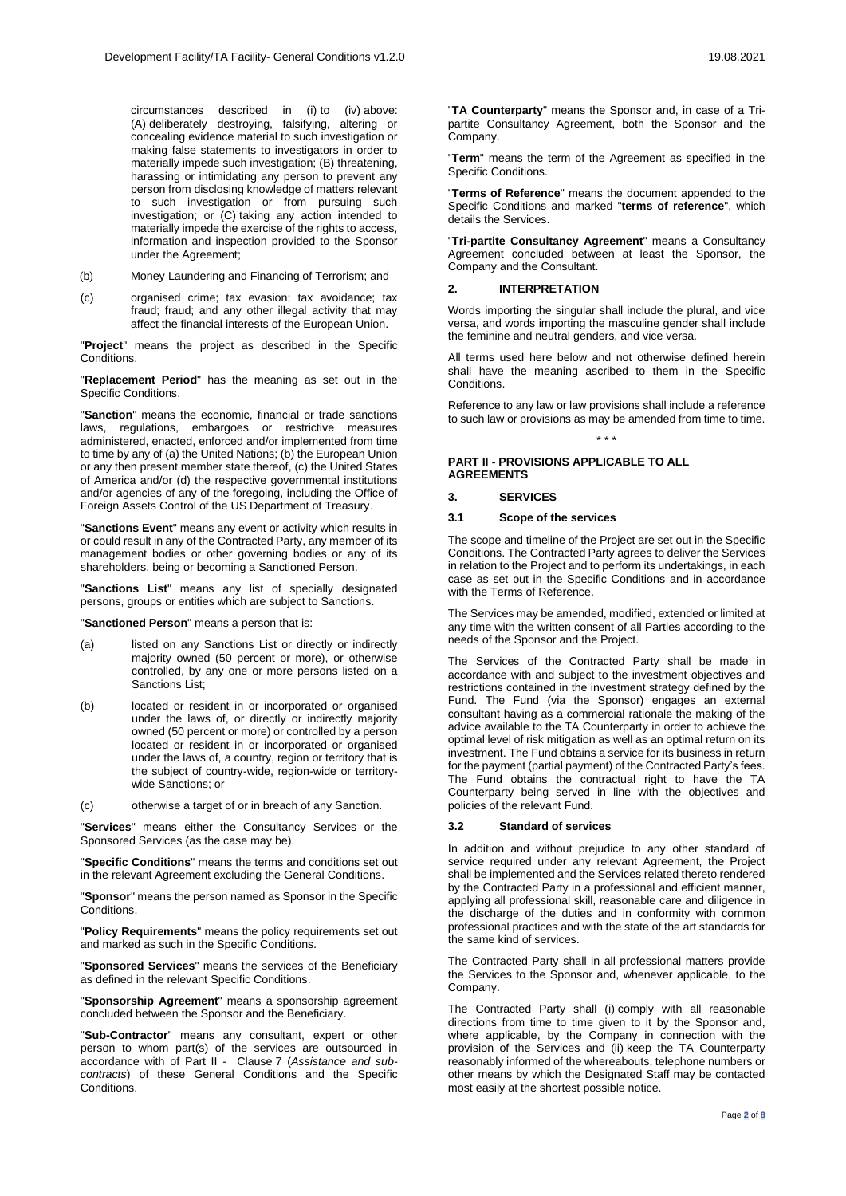circumstances described in (i) to (iv) above: (A) deliberately destroying, falsifying, altering or concealing evidence material to such investigation or making false statements to investigators in order to materially impede such investigation; (B) threatening, harassing or intimidating any person to prevent any person from disclosing knowledge of matters relevant to such investigation or from pursuing such investigation; or (C) taking any action intended to materially impede the exercise of the rights to access, information and inspection provided to the Sponsor under the Agreement;

(b) Money Laundering and Financing of Terrorism; and

(c) organised crime; tax evasion; tax avoidance; tax fraud; fraud; and any other illegal activity that may affect the financial interests of the European Union.

"**Project**" means the project as described in the Specific Conditions.

"**Replacement Period**" has the meaning as set out in the Specific Conditions.

"**Sanction**" means the economic, financial or trade sanctions laws, regulations, embargoes or restrictive measures administered, enacted, enforced and/or implemented from time to time by any of (a) the United Nations; (b) the European Union or any then present member state thereof, (c) the United States of America and/or (d) the respective governmental institutions and/or agencies of any of the foregoing, including the Office of Foreign Assets Control of the US Department of Treasury.

"**Sanctions Event**" means any event or activity which results in or could result in any of the Contracted Party, any member of its management bodies or other governing bodies or any of its shareholders, being or becoming a Sanctioned Person.

"**Sanctions List**" means any list of specially designated persons, groups or entities which are subject to Sanctions.

"**Sanctioned Person**" means a person that is:

(a) listed on any Sanctions List or directly or indirectly majority owned (50 percent or more), or otherwise controlled, by any one or more persons listed on a Sanctions List;

(b) located or resident in or incorporated or organised under the laws of, or directly or indirectly majority owned (50 percent or more) or controlled by a person located or resident in or incorporated or organised under the laws of, a country, region or territory that is the subject of country-wide, region-wide or territory-wide Sanctions; or

(c) otherwise a target of or in breach of any Sanction.

"**Services**" means either the Consultancy Services or the Sponsored Services (as the case may be).

"**Specific Conditions**" means the terms and conditions set out in the relevant Agreement excluding the General Conditions.

"**Sponsor**" means the person named as Sponsor in the Specific Conditions.

"**Policy Requirements**" means the policy requirements set out and marked as such in the Specific Conditions.

"**Sponsored Services**" means the services of the Beneficiary as defined in the relevant Specific Conditions.

"**Sponsorship Agreement**" means a sponsorship agreement concluded between the Sponsor and the Beneficiary.

"**Sub-Contractor**" means any consultant, expert or other person to whom part(s) of the services are outsourced in accordance with of Part II - Clause 7 (*Assistance and sub-contracts*) of these General Conditions and the Specific Conditions.

"**TA Counterparty**" means the Sponsor and, in case of a Tri-partite Consultancy Agreement, both the Sponsor and the Company.

"**Term**" means the term of the Agreement as specified in the Specific Conditions.

"**Terms of Reference**" means the document appended to the Specific Conditions and marked "**terms of reference**", which details the Services.

"**Tri-partite Consultancy Agreement**" means a Consultancy Agreement concluded between at least the Sponsor, the Company and the Consultant.

## 2. INTERPRETATION

Words importing the singular shall include the plural, and vice versa, and words importing the masculine gender shall include the feminine and neutral genders, and vice versa.

All terms used here below and not otherwise defined herein shall have the meaning ascribed to them in the Specific Conditions.

Reference to any law or law provisions shall include a reference to such law or provisions as may be amended from time to time.

\* \* \*

## PART II - PROVISIONS APPLICABLE TO ALL AGREEMENTS

## 3. SERVICES

### 3.1 Scope of the services

The scope and timeline of the Project are set out in the Specific Conditions. The Contracted Party agrees to deliver the Services in relation to the Project and to perform its undertakings, in each case as set out in the Specific Conditions and in accordance with the Terms of Reference.

The Services may be amended, modified, extended or limited at any time with the written consent of all Parties according to the needs of the Sponsor and the Project.

The Services of the Contracted Party shall be made in accordance with and subject to the investment objectives and restrictions contained in the investment strategy defined by the Fund. The Fund (via the Sponsor) engages an external consultant having as a commercial rationale the making of the advice available to the TA Counterparty in order to achieve the optimal level of risk mitigation as well as an optimal return on its investment. The Fund obtains a service for its business in return for the payment (partial payment) of the Contracted Party's fees. The Fund obtains the contractual right to have the TA Counterparty being served in line with the objectives and policies of the relevant Fund.

### 3.2 Standard of services

In addition and without prejudice to any other standard of service required under any relevant Agreement, the Project shall be implemented and the Services related thereto rendered by the Contracted Party in a professional and efficient manner, applying all professional skill, reasonable care and diligence in the discharge of the duties and in conformity with common professional practices and with the state of the art standards for the same kind of services.

The Contracted Party shall in all professional matters provide the Services to the Sponsor and, whenever applicable, to the Company.

The Contracted Party shall (i) comply with all reasonable directions from time to time given to it by the Sponsor and, where applicable, by the Company in connection with the provision of the Services and (ii) keep the TA Counterparty reasonably informed of the whereabouts, telephone numbers or other means by which the Designated Staff may be contacted most easily at the shortest possible notice.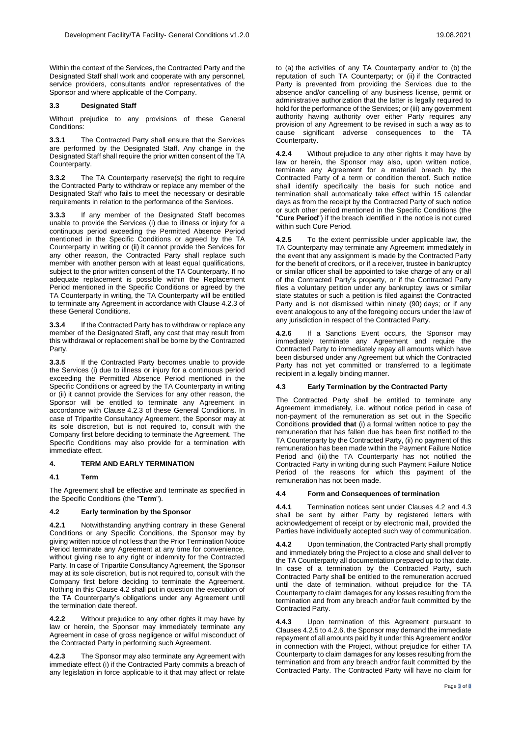Within the context of the Services, the Contracted Party and the Designated Staff shall work and cooperate with any personnel, service providers, consultants and/or representatives of the Sponsor and where applicable of the Company.

### 3.3 Designated Staff

Without prejudice to any provisions of these General Conditions:

**3.3.1** The Contracted Party shall ensure that the Services are performed by the Designated Staff. Any change in the Designated Staff shall require the prior written consent of the TA Counterparty.

**3.3.2** The TA Counterparty reserve(s) the right to require the Contracted Party to withdraw or replace any member of the Designated Staff who fails to meet the necessary or desirable requirements in relation to the performance of the Services.

**3.3.3** If any member of the Designated Staff becomes unable to provide the Services (i) due to illness or injury for a continuous period exceeding the Permitted Absence Period mentioned in the Specific Conditions or agreed by the TA Counterparty in writing or (ii) it cannot provide the Services for any other reason, the Contracted Party shall replace such member with another person with at least equal qualifications, subject to the prior written consent of the TA Counterparty. If no adequate replacement is possible within the Replacement Period mentioned in the Specific Conditions or agreed by the TA Counterparty in writing, the TA Counterparty will be entitled to terminate any Agreement in accordance with Clause 4.2.3 of these General Conditions.

**3.3.4** If the Contracted Party has to withdraw or replace any member of the Designated Staff, any cost that may result from this withdrawal or replacement shall be borne by the Contracted Party.

**3.3.5** If the Contracted Party becomes unable to provide the Services (i) due to illness or injury for a continuous period exceeding the Permitted Absence Period mentioned in the Specific Conditions or agreed by the TA Counterparty in writing or (ii) it cannot provide the Services for any other reason, the Sponsor will be entitled to terminate any Agreement in accordance with Clause 4.2.3 of these General Conditions. In case of Tripartite Consultancy Agreement, the Sponsor may at its sole discretion, but is not required to, consult with the Company first before deciding to terminate the Agreement. The Specific Conditions may also provide for a termination with immediate effect.

## 4. TERM AND EARLY TERMINATION

### 4.1 Term

The Agreement shall be effective and terminate as specified in the Specific Conditions (the "**Term**").

### 4.2 Early termination by the Sponsor

**4.2.1** Notwithstanding anything contrary in these General Conditions or any Specific Conditions, the Sponsor may by giving written notice of not less than the Prior Termination Notice Period terminate any Agreement at any time for convenience, without giving rise to any right or indemnity for the Contracted Party. In case of Tripartite Consultancy Agreement, the Sponsor may at its sole discretion, but is not required to, consult with the Company first before deciding to terminate the Agreement. Nothing in this Clause 4.2 shall put in question the execution of the TA Counterparty's obligations under any Agreement until the termination date thereof.

**4.2.2** Without prejudice to any other rights it may have by law or herein, the Sponsor may immediately terminate any Agreement in case of gross negligence or wilful misconduct of the Contracted Party in performing such Agreement.

**4.2.3** The Sponsor may also terminate any Agreement with immediate effect (i) if the Contracted Party commits a breach of any legislation in force applicable to it that may affect or relate to (a) the activities of any TA Counterparty and/or to (b) the reputation of such TA Counterparty; or (ii) if the Contracted Party is prevented from providing the Services due to the absence and/or cancelling of any business license, permit or administrative authorization that the latter is legally required to hold for the performance of the Services; or (iii) any government authority having authority over either Party requires any provision of any Agreement to be revised in such a way as to cause significant adverse consequences to the TA Counterparty.

**4.2.4** Without prejudice to any other rights it may have by law or herein, the Sponsor may also, upon written notice, terminate any Agreement for a material breach by the Contracted Party of a term or condition thereof. Such notice shall identify specifically the basis for such notice and termination shall automatically take effect within 15 calendar days as from the receipt by the Contracted Party of such notice or such other period mentioned in the Specific Conditions (the "**Cure Period**") if the breach identified in the notice is not cured within such Cure Period.

**4.2.5** To the extent permissible under applicable law, the TA Counterparty may terminate any Agreement immediately in the event that any assignment is made by the Contracted Party for the benefit of creditors, or if a receiver, trustee in bankruptcy or similar officer shall be appointed to take charge of any or all of the Contracted Party's property, or if the Contracted Party files a voluntary petition under any bankruptcy laws or similar state statutes or such a petition is filed against the Contracted Party and is not dismissed within ninety (90) days; or if any event analogous to any of the foregoing occurs under the law of any jurisdiction in respect of the Contracted Party.

**4.2.6** If a Sanctions Event occurs, the Sponsor may immediately terminate any Agreement and require the Contracted Party to immediately repay all amounts which have been disbursed under any Agreement but which the Contracted Party has not yet committed or transferred to a legitimate recipient in a legally binding manner.

### 4.3 Early Termination by the Contracted Party

The Contracted Party shall be entitled to terminate any Agreement immediately, i.e. without notice period in case of non-payment of the remuneration as set out in the Specific Conditions **provided that** (i) a formal written notice to pay the remuneration that has fallen due has been first notified to the TA Counterparty by the Contracted Party, (ii) no payment of this remuneration has been made within the Payment Failure Notice Period and (iii) the TA Counterparty has not notified the Contracted Party in writing during such Payment Failure Notice Period of the reasons for which this payment of the remuneration has not been made.

### 4.4 Form and Consequences of termination

**4.4.1** Termination notices sent under Clauses 4.2 and 4.3 shall be sent by either Party by registered letters with acknowledgement of receipt or by electronic mail, provided the Parties have individually accepted such way of communication.

**4.4.2** Upon termination, the Contracted Party shall promptly and immediately bring the Project to a close and shall deliver to the TA Counterparty all documentation prepared up to that date. In case of a termination by the Contracted Party, such Contracted Party shall be entitled to the remuneration accrued until the date of termination, without prejudice for the TA Counterparty to claim damages for any losses resulting from the termination and from any breach and/or fault committed by the Contracted Party.

**4.4.3** Upon termination of this Agreement pursuant to Clauses 4.2.5 to 4.2.6, the Sponsor may demand the immediate repayment of all amounts paid by it under this Agreement and/or in connection with the Project, without prejudice for either TA Counterparty to claim damages for any losses resulting from the termination and from any breach and/or fault committed by the Contracted Party. The Contracted Party will have no claim for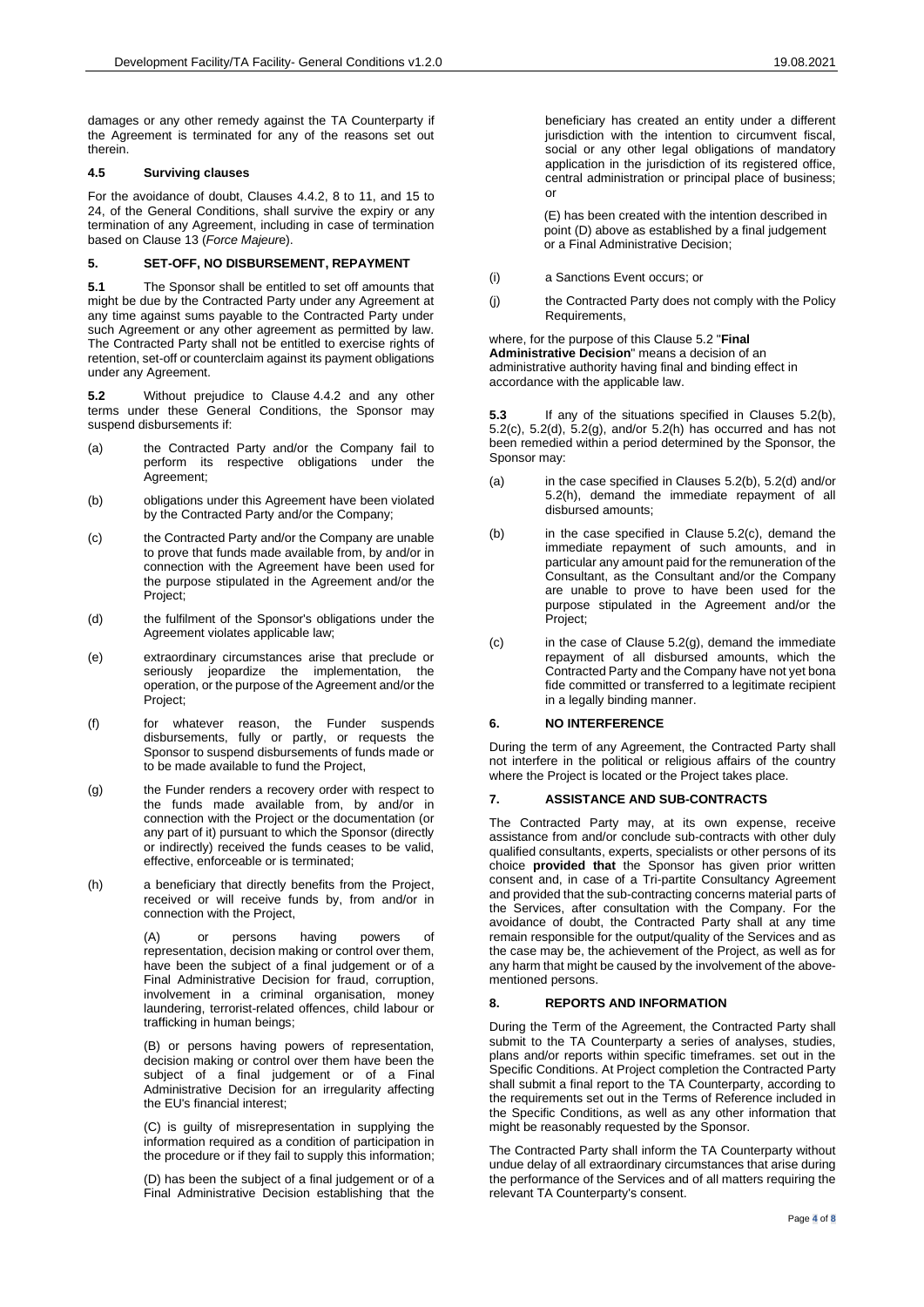damages or any other remedy against the TA Counterparty if the Agreement is terminated for any of the reasons set out therein.

### 4.5 Surviving clauses

For the avoidance of doubt, Clauses 4.4.2, 8 to 11, and 15 to 24, of the General Conditions, shall survive the expiry or any termination of any Agreement, including in case of termination based on Clause 13 (*Force Majeure*).

## 5. SET-OFF, NO DISBURSEMENT, REPAYMENT

**5.1** The Sponsor shall be entitled to set off amounts that might be due by the Contracted Party under any Agreement at any time against sums payable to the Contracted Party under such Agreement or any other agreement as permitted by law. The Contracted Party shall not be entitled to exercise rights of retention, set-off or counterclaim against its payment obligations under any Agreement.

**5.2** Without prejudice to Clause 4.4.2 and any other terms under these General Conditions, the Sponsor may suspend disbursements if:

(a) the Contracted Party and/or the Company fail to perform its respective obligations under the Agreement;

(b) obligations under this Agreement have been violated by the Contracted Party and/or the Company;

(c) the Contracted Party and/or the Company are unable to prove that funds made available from, by and/or in connection with the Agreement have been used for the purpose stipulated in the Agreement and/or the Project;

(d) the fulfilment of the Sponsor's obligations under the Agreement violates applicable law;

(e) extraordinary circumstances arise that preclude or seriously jeopardize the implementation, the operation, or the purpose of the Agreement and/or the Project;

(f) for whatever reason, the Funder suspends disbursements, fully or partly, or requests the Sponsor to suspend disbursements of funds made or to be made available to fund the Project,

(g) the Funder renders a recovery order with respect to the funds made available from, by and/or in connection with the Project or the documentation (or any part of it) pursuant to which the Sponsor (directly or indirectly) received the funds ceases to be valid, effective, enforceable or is terminated;

(h) a beneficiary that directly benefits from the Project, received or will receive funds by, from and/or in connection with the Project,

(A) or persons having powers of representation, decision making or control over them, have been the subject of a final judgement or of a Final Administrative Decision for fraud, corruption, involvement in a criminal organisation, money laundering, terrorist-related offences, child labour or trafficking in human beings;

(B) or persons having powers of representation, decision making or control over them have been the subject of a final judgement or of a Final Administrative Decision for an irregularity affecting the EU's financial interest;

(C) is guilty of misrepresentation in supplying the information required as a condition of participation in the procedure or if they fail to supply this information;

(D) has been the subject of a final judgement or of a Final Administrative Decision establishing that the beneficiary has created an entity under a different jurisdiction with the intention to circumvent fiscal, social or any other legal obligations of mandatory application in the jurisdiction of its registered office, central administration or principal place of business; or

(E) has been created with the intention described in point (D) above as established by a final judgement or a Final Administrative Decision;

(i) a Sanctions Event occurs; or

(j) the Contracted Party does not comply with the Policy Requirements,

where, for the purpose of this Clause 5.2 "**Final Administrative Decision**" means a decision of an administrative authority having final and binding effect in accordance with the applicable law.

**5.3** If any of the situations specified in Clauses 5.2(b), 5.2(c), 5.2(d), 5.2(g), and/or 5.2(h) has occurred and has not been remedied within a period determined by the Sponsor, the Sponsor may:

(a) in the case specified in Clauses 5.2(b), 5.2(d) and/or 5.2(h), demand the immediate repayment of all disbursed amounts;

(b) in the case specified in Clause 5.2(c), demand the immediate repayment of such amounts, and in particular any amount paid for the remuneration of the Consultant, as the Consultant and/or the Company are unable to prove to have been used for the purpose stipulated in the Agreement and/or the Project;

(c) in the case of Clause 5.2(g), demand the immediate repayment of all disbursed amounts, which the Contracted Party and the Company have not yet bona fide committed or transferred to a legitimate recipient in a legally binding manner.

## 6. NO INTERFERENCE

During the term of any Agreement, the Contracted Party shall not interfere in the political or religious affairs of the country where the Project is located or the Project takes place.

## 7. ASSISTANCE AND SUB-CONTRACTS

The Contracted Party may, at its own expense, receive assistance from and/or conclude sub-contracts with other duly qualified consultants, experts, specialists or other persons of its choice **provided that** the Sponsor has given prior written consent and, in case of a Tri-partite Consultancy Agreement and provided that the sub-contracting concerns material parts of the Services, after consultation with the Company. For the avoidance of doubt, the Contracted Party shall at any time remain responsible for the output/quality of the Services and as the case may be, the achievement of the Project, as well as for any harm that might be caused by the involvement of the above-mentioned persons.

## 8. REPORTS AND INFORMATION

During the Term of the Agreement, the Contracted Party shall submit to the TA Counterparty a series of analyses, studies, plans and/or reports within specific timeframes. set out in the Specific Conditions. At Project completion the Contracted Party shall submit a final report to the TA Counterparty, according to the requirements set out in the Terms of Reference included in the Specific Conditions, as well as any other information that might be reasonably requested by the Sponsor.

The Contracted Party shall inform the TA Counterparty without undue delay of all extraordinary circumstances that arise during the performance of the Services and of all matters requiring the relevant TA Counterparty's consent.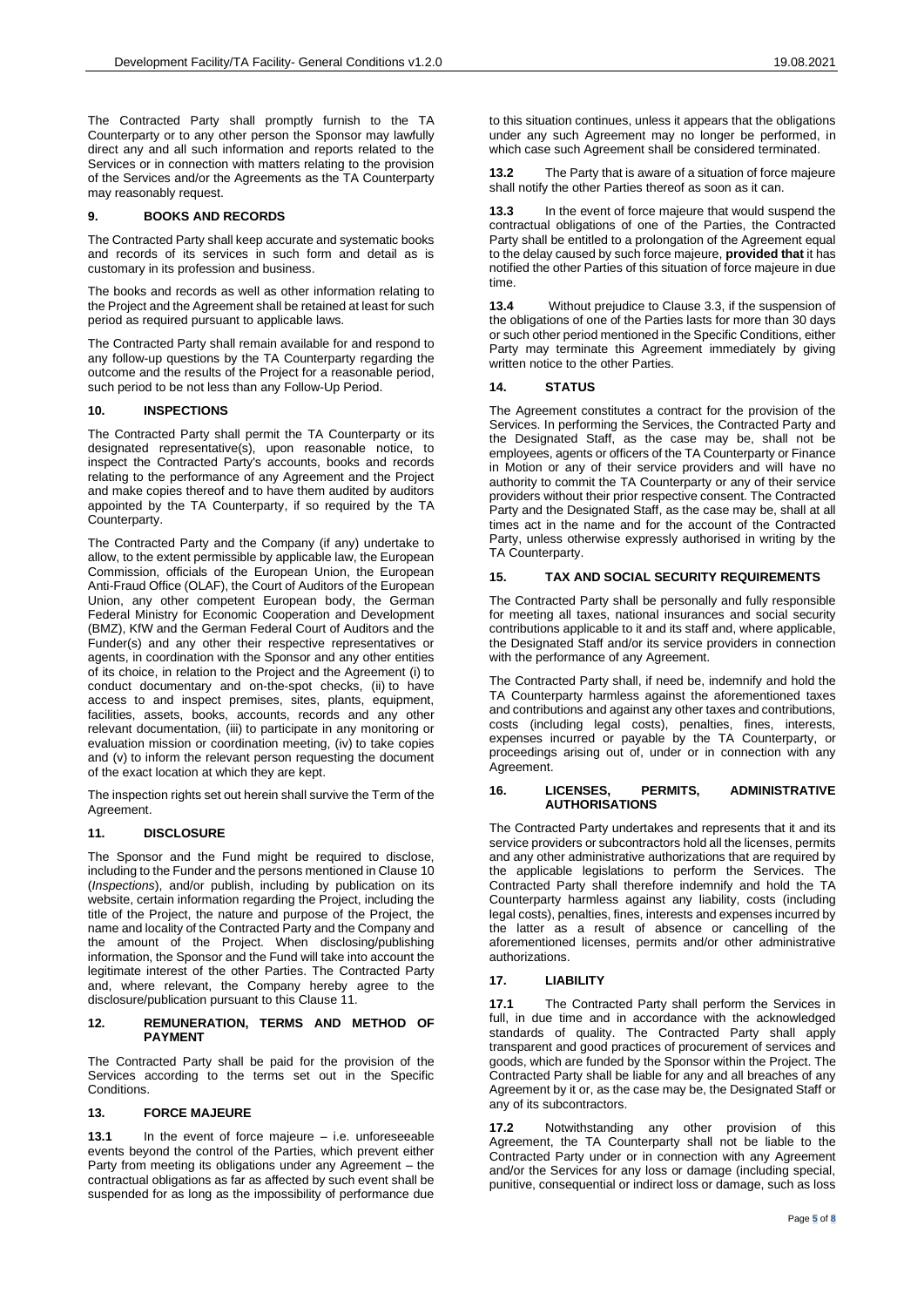The Contracted Party shall promptly furnish to the TA Counterparty or to any other person the Sponsor may lawfully direct any and all such information and reports related to the Services or in connection with matters relating to the provision of the Services and/or the Agreements as the TA Counterparty may reasonably request.

## 9. BOOKS AND RECORDS

The Contracted Party shall keep accurate and systematic books and records of its services in such form and detail as is customary in its profession and business.

The books and records as well as other information relating to the Project and the Agreement shall be retained at least for such period as required pursuant to applicable laws.

The Contracted Party shall remain available for and respond to any follow-up questions by the TA Counterparty regarding the outcome and the results of the Project for a reasonable period, such period to be not less than any Follow-Up Period.

## 10. INSPECTIONS

The Contracted Party shall permit the TA Counterparty or its designated representative(s), upon reasonable notice, to inspect the Contracted Party's accounts, books and records relating to the performance of any Agreement and the Project and make copies thereof and to have them audited by auditors appointed by the TA Counterparty, if so required by the TA Counterparty.

The Contracted Party and the Company (if any) undertake to allow, to the extent permissible by applicable law, the European Commission, officials of the European Union, the European Anti-Fraud Office (OLAF), the Court of Auditors of the European Union, any other competent European body, the German Federal Ministry for Economic Cooperation and Development (BMZ), KfW and the German Federal Court of Auditors and the Funder(s) and any other their respective representatives or agents, in coordination with the Sponsor and any other entities of its choice, in relation to the Project and the Agreement (i) to conduct documentary and on-the-spot checks, (ii) to have access to and inspect premises, sites, plants, equipment, facilities, assets, books, accounts, records and any other relevant documentation, (iii) to participate in any monitoring or evaluation mission or coordination meeting, (iv) to take copies and (v) to inform the relevant person requesting the document of the exact location at which they are kept.

The inspection rights set out herein shall survive the Term of the Agreement.

## 11. DISCLOSURE

The Sponsor and the Fund might be required to disclose, including to the Funder and the persons mentioned in Clause 10 (*Inspections*), and/or publish, including by publication on its website, certain information regarding the Project, including the title of the Project, the nature and purpose of the Project, the name and locality of the Contracted Party and the Company and the amount of the Project. When disclosing/publishing information, the Sponsor and the Fund will take into account the legitimate interest of the other Parties. The Contracted Party and, where relevant, the Company hereby agree to the disclosure/publication pursuant to this Clause 11.

## 12. REMUNERATION, TERMS AND METHOD OF PAYMENT

The Contracted Party shall be paid for the provision of the Services according to the terms set out in the Specific Conditions.

## 13. FORCE MAJEURE

**13.1** In the event of force majeure – i.e. unforeseeable events beyond the control of the Parties, which prevent either Party from meeting its obligations under any Agreement – the contractual obligations as far as affected by such event shall be suspended for as long as the impossibility of performance due to this situation continues, unless it appears that the obligations under any such Agreement may no longer be performed, in which case such Agreement shall be considered terminated.

**13.2** The Party that is aware of a situation of force majeure shall notify the other Parties thereof as soon as it can.

**13.3** In the event of force majeure that would suspend the contractual obligations of one of the Parties, the Contracted Party shall be entitled to a prolongation of the Agreement equal to the delay caused by such force majeure, **provided that** it has notified the other Parties of this situation of force majeure in due time.

**13.4** Without prejudice to Clause 3.3, if the suspension of the obligations of one of the Parties lasts for more than 30 days or such other period mentioned in the Specific Conditions, either Party may terminate this Agreement immediately by giving written notice to the other Parties.

## 14. STATUS

The Agreement constitutes a contract for the provision of the Services. In performing the Services, the Contracted Party and the Designated Staff, as the case may be, shall not be employees, agents or officers of the TA Counterparty or Finance in Motion or any of their service providers and will have no authority to commit the TA Counterparty or any of their service providers without their prior respective consent. The Contracted Party and the Designated Staff, as the case may be, shall at all times act in the name and for the account of the Contracted Party, unless otherwise expressly authorised in writing by the TA Counterparty.

## 15. TAX AND SOCIAL SECURITY REQUIREMENTS

The Contracted Party shall be personally and fully responsible for meeting all taxes, national insurances and social security contributions applicable to it and its staff and, where applicable, the Designated Staff and/or its service providers in connection with the performance of any Agreement.

The Contracted Party shall, if need be, indemnify and hold the TA Counterparty harmless against the aforementioned taxes and contributions and against any other taxes and contributions, costs (including legal costs), penalties, fines, interests, expenses incurred or payable by the TA Counterparty, or proceedings arising out of, under or in connection with any Agreement.

## 16. LICENSES, PERMITS, ADMINISTRATIVE AUTHORISATIONS

The Contracted Party undertakes and represents that it and its service providers or subcontractors hold all the licenses, permits and any other administrative authorizations that are required by the applicable legislations to perform the Services. The Contracted Party shall therefore indemnify and hold the TA Counterparty harmless against any liability, costs (including legal costs), penalties, fines, interests and expenses incurred by the latter as a result of absence or cancelling of the aforementioned licenses, permits and/or other administrative authorizations.

## 17. LIABILITY

**17.1** The Contracted Party shall perform the Services in full, in due time and in accordance with the acknowledged standards of quality. The Contracted Party shall apply transparent and good practices of procurement of services and goods, which are funded by the Sponsor within the Project. The Contracted Party shall be liable for any and all breaches of any Agreement by it or, as the case may be, the Designated Staff or any of its subcontractors.

**17.2** Notwithstanding any other provision of this Agreement, the TA Counterparty shall not be liable to the Contracted Party under or in connection with any Agreement and/or the Services for any loss or damage (including special, punitive, consequential or indirect loss or damage, such as loss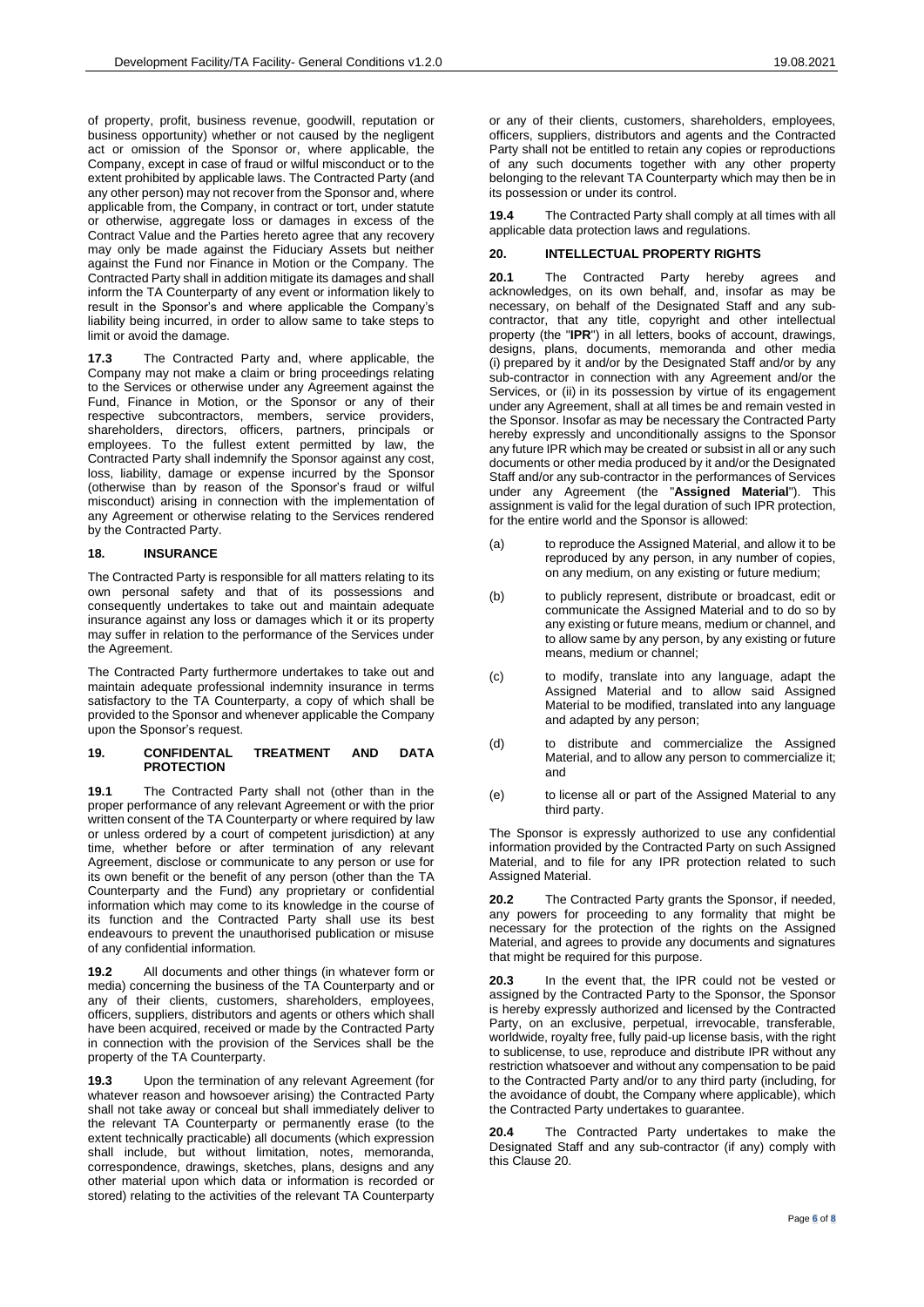of property, profit, business revenue, goodwill, reputation or business opportunity) whether or not caused by the negligent act or omission of the Sponsor or, where applicable, the Company, except in case of fraud or wilful misconduct or to the extent prohibited by applicable laws. The Contracted Party (and any other person) may not recover from the Sponsor and, where applicable from, the Company, in contract or tort, under statute or otherwise, aggregate loss or damages in excess of the Contract Value and the Parties hereto agree that any recovery may only be made against the Fiduciary Assets but neither against the Fund nor Finance in Motion or the Company. The Contracted Party shall in addition mitigate its damages and shall inform the TA Counterparty of any event or information likely to result in the Sponsor's and where applicable the Company's liability being incurred, in order to allow same to take steps to limit or avoid the damage.

**17.3** The Contracted Party and, where applicable, the Company may not make a claim or bring proceedings relating to the Services or otherwise under any Agreement against the Fund, Finance in Motion, or the Sponsor or any of their respective subcontractors, members, service providers, shareholders, directors, officers, partners, principals or employees. To the fullest extent permitted by law, the Contracted Party shall indemnify the Sponsor against any cost, loss, liability, damage or expense incurred by the Sponsor (otherwise than by reason of the Sponsor's fraud or wilful misconduct) arising in connection with the implementation of any Agreement or otherwise relating to the Services rendered by the Contracted Party.

## 18. INSURANCE

The Contracted Party is responsible for all matters relating to its own personal safety and that of its possessions and consequently undertakes to take out and maintain adequate insurance against any loss or damages which it or its property may suffer in relation to the performance of the Services under the Agreement.

The Contracted Party furthermore undertakes to take out and maintain adequate professional indemnity insurance in terms satisfactory to the TA Counterparty, a copy of which shall be provided to the Sponsor and whenever applicable the Company upon the Sponsor's request.

## 19. CONFIDENTAL TREATMENT AND DATA PROTECTION

**19.1** The Contracted Party shall not (other than in the proper performance of any relevant Agreement or with the prior written consent of the TA Counterparty or where required by law or unless ordered by a court of competent jurisdiction) at any time, whether before or after termination of any relevant Agreement, disclose or communicate to any person or use for its own benefit or the benefit of any person (other than the TA Counterparty and the Fund) any proprietary or confidential information which may come to its knowledge in the course of its function and the Contracted Party shall use its best endeavours to prevent the unauthorised publication or misuse of any confidential information.

**19.2** All documents and other things (in whatever form or media) concerning the business of the TA Counterparty and or any of their clients, customers, shareholders, employees, officers, suppliers, distributors and agents or others which shall have been acquired, received or made by the Contracted Party in connection with the provision of the Services shall be the property of the TA Counterparty.

**19.3** Upon the termination of any relevant Agreement (for whatever reason and howsoever arising) the Contracted Party shall not take away or conceal but shall immediately deliver to the relevant TA Counterparty or permanently erase (to the extent technically practicable) all documents (which expression shall include, but without limitation, notes, memoranda, correspondence, drawings, sketches, plans, designs and any other material upon which data or information is recorded or stored) relating to the activities of the relevant TA Counterparty or any of their clients, customers, shareholders, employees, officers, suppliers, distributors and agents and the Contracted Party shall not be entitled to retain any copies or reproductions of any such documents together with any other property belonging to the relevant TA Counterparty which may then be in its possession or under its control.

**19.4** The Contracted Party shall comply at all times with all applicable data protection laws and regulations.

## 20. INTELLECTUAL PROPERTY RIGHTS

**20.1** The Contracted Party hereby agrees and acknowledges, on its own behalf, and, insofar as may be necessary, on behalf of the Designated Staff and any sub-contractor, that any title, copyright and other intellectual property (the "**IPR**") in all letters, books of account, drawings, designs, plans, documents, memoranda and other media (i) prepared by it and/or by the Designated Staff and/or by any sub-contractor in connection with any Agreement and/or the Services, or (ii) in its possession by virtue of its engagement under any Agreement, shall at all times be and remain vested in the Sponsor. Insofar as may be necessary the Contracted Party hereby expressly and unconditionally assigns to the Sponsor any future IPR which may be created or subsist in all or any such documents or other media produced by it and/or the Designated Staff and/or any sub-contractor in the performances of Services under any Agreement (the "**Assigned Material**"). This assignment is valid for the legal duration of such IPR protection, for the entire world and the Sponsor is allowed:

(a) to reproduce the Assigned Material, and allow it to be reproduced by any person, in any number of copies, on any medium, on any existing or future medium;

(b) to publicly represent, distribute or broadcast, edit or communicate the Assigned Material and to do so by any existing or future means, medium or channel, and to allow same by any person, by any existing or future means, medium or channel;

(c) to modify, translate into any language, adapt the Assigned Material and to allow said Assigned Material to be modified, translated into any language and adapted by any person;

(d) to distribute and commercialize the Assigned Material, and to allow any person to commercialize it; and

(e) to license all or part of the Assigned Material to any third party.

The Sponsor is expressly authorized to use any confidential information provided by the Contracted Party on such Assigned Material, and to file for any IPR protection related to such Assigned Material.

**20.2** The Contracted Party grants the Sponsor, if needed, any powers for proceeding to any formality that might be necessary for the protection of the rights on the Assigned Material, and agrees to provide any documents and signatures that might be required for this purpose.

**20.3** In the event that, the IPR could not be vested or assigned by the Contracted Party to the Sponsor, the Sponsor is hereby expressly authorized and licensed by the Contracted Party, on an exclusive, perpetual, irrevocable, transferable, worldwide, royalty free, fully paid-up license basis, with the right to sublicense, to use, reproduce and distribute IPR without any restriction whatsoever and without any compensation to be paid to the Contracted Party and/or to any third party (including, for the avoidance of doubt, the Company where applicable), which the Contracted Party undertakes to guarantee.

**20.4** The Contracted Party undertakes to make the Designated Staff and any sub-contractor (if any) comply with this Clause 20.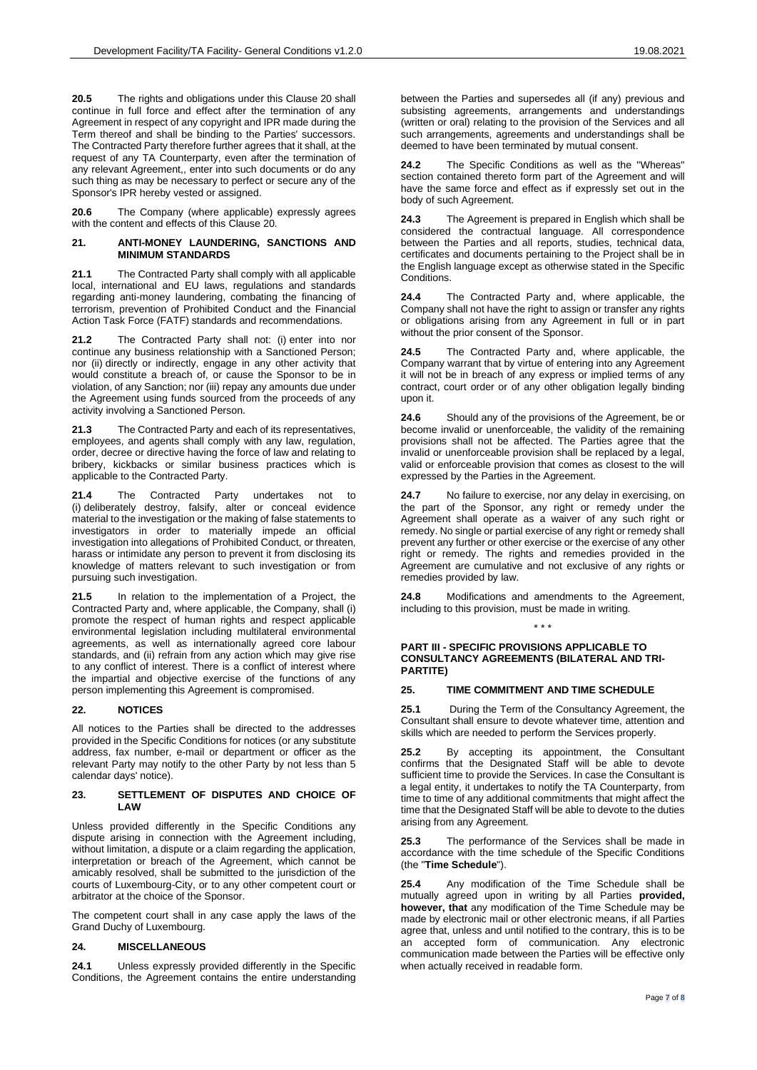**20.5** The rights and obligations under this Clause 20 shall continue in full force and effect after the termination of any Agreement in respect of any copyright and IPR made during the Term thereof and shall be binding to the Parties' successors. The Contracted Party therefore further agrees that it shall, at the request of any TA Counterparty, even after the termination of any relevant Agreement,, enter into such documents or do any such thing as may be necessary to perfect or secure any of the Sponsor's IPR hereby vested or assigned.

**20.6** The Company (where applicable) expressly agrees with the content and effects of this Clause 20.

## 21. ANTI-MONEY LAUNDERING, SANCTIONS AND MINIMUM STANDARDS

**21.1** The Contracted Party shall comply with all applicable local, international and EU laws, regulations and standards regarding anti-money laundering, combating the financing of terrorism, prevention of Prohibited Conduct and the Financial Action Task Force (FATF) standards and recommendations.

**21.2** The Contracted Party shall not: (i) enter into nor continue any business relationship with a Sanctioned Person; nor (ii) directly or indirectly, engage in any other activity that would constitute a breach of, or cause the Sponsor to be in violation, of any Sanction; nor (iii) repay any amounts due under the Agreement using funds sourced from the proceeds of any activity involving a Sanctioned Person.

**21.3** The Contracted Party and each of its representatives, employees, and agents shall comply with any law, regulation, order, decree or directive having the force of law and relating to bribery, kickbacks or similar business practices which is applicable to the Contracted Party.

**21.4** The Contracted Party undertakes not to (i) deliberately destroy, falsify, alter or conceal evidence material to the investigation or the making of false statements to investigators in order to materially impede an official investigation into allegations of Prohibited Conduct, or threaten, harass or intimidate any person to prevent it from disclosing its knowledge of matters relevant to such investigation or from pursuing such investigation.

**21.5** In relation to the implementation of a Project, the Contracted Party and, where applicable, the Company, shall (i) promote the respect of human rights and respect applicable environmental legislation including multilateral environmental agreements, as well as internationally agreed core labour standards, and (ii) refrain from any action which may give rise to any conflict of interest. There is a conflict of interest where the impartial and objective exercise of the functions of any person implementing this Agreement is compromised.

## 22. NOTICES

All notices to the Parties shall be directed to the addresses provided in the Specific Conditions for notices (or any substitute address, fax number, e-mail or department or officer as the relevant Party may notify to the other Party by not less than 5 calendar days' notice).

## 23. SETTLEMENT OF DISPUTES AND CHOICE OF LAW

Unless provided differently in the Specific Conditions any dispute arising in connection with the Agreement including, without limitation, a dispute or a claim regarding the application, interpretation or breach of the Agreement, which cannot be amicably resolved, shall be submitted to the jurisdiction of the courts of Luxembourg-City, or to any other competent court or arbitrator at the choice of the Sponsor.

The competent court shall in any case apply the laws of the Grand Duchy of Luxembourg.

## 24. MISCELLANEOUS

**24.1** Unless expressly provided differently in the Specific Conditions, the Agreement contains the entire understanding between the Parties and supersedes all (if any) previous and subsisting agreements, arrangements and understandings (written or oral) relating to the provision of the Services and all such arrangements, agreements and understandings shall be deemed to have been terminated by mutual consent.

**24.2** The Specific Conditions as well as the "Whereas" section contained thereto form part of the Agreement and will have the same force and effect as if expressly set out in the body of such Agreement.

**24.3** The Agreement is prepared in English which shall be considered the contractual language. All correspondence between the Parties and all reports, studies, technical data, certificates and documents pertaining to the Project shall be in the English language except as otherwise stated in the Specific Conditions.

**24.4** The Contracted Party and, where applicable, the Company shall not have the right to assign or transfer any rights or obligations arising from any Agreement in full or in part without the prior consent of the Sponsor.

**24.5** The Contracted Party and, where applicable, the Company warrant that by virtue of entering into any Agreement it will not be in breach of any express or implied terms of any contract, court order or of any other obligation legally binding upon it.

**24.6** Should any of the provisions of the Agreement, be or become invalid or unenforceable, the validity of the remaining provisions shall not be affected. The Parties agree that the invalid or unenforceable provision shall be replaced by a legal, valid or enforceable provision that comes as closest to the will expressed by the Parties in the Agreement.

**24.7** No failure to exercise, nor any delay in exercising, on the part of the Sponsor, any right or remedy under the Agreement shall operate as a waiver of any such right or remedy. No single or partial exercise of any right or remedy shall prevent any further or other exercise or the exercise of any other right or remedy. The rights and remedies provided in the Agreement are cumulative and not exclusive of any rights or remedies provided by law.

**24.8** Modifications and amendments to the Agreement, including to this provision, must be made in writing.

\* \* \*

# PART III - SPECIFIC PROVISIONS APPLICABLE TO CONSULTANCY AGREEMENTS (BILATERAL AND TRI-PARTITE)

## 25. TIME COMMITMENT AND TIME SCHEDULE

**25.1** During the Term of the Consultancy Agreement, the Consultant shall ensure to devote whatever time, attention and skills which are needed to perform the Services properly.

**25.2** By accepting its appointment, the Consultant confirms that the Designated Staff will be able to devote sufficient time to provide the Services. In case the Consultant is a legal entity, it undertakes to notify the TA Counterparty, from time to time of any additional commitments that might affect the time that the Designated Staff will be able to devote to the duties arising from any Agreement.

**25.3** The performance of the Services shall be made in accordance with the time schedule of the Specific Conditions (the "**Time Schedule**").

**25.4** Any modification of the Time Schedule shall be mutually agreed upon in writing by all Parties **provided, however, that** any modification of the Time Schedule may be made by electronic mail or other electronic means, if all Parties agree that, unless and until notified to the contrary, this is to be an accepted form of communication. Any electronic communication made between the Parties will be effective only when actually received in readable form.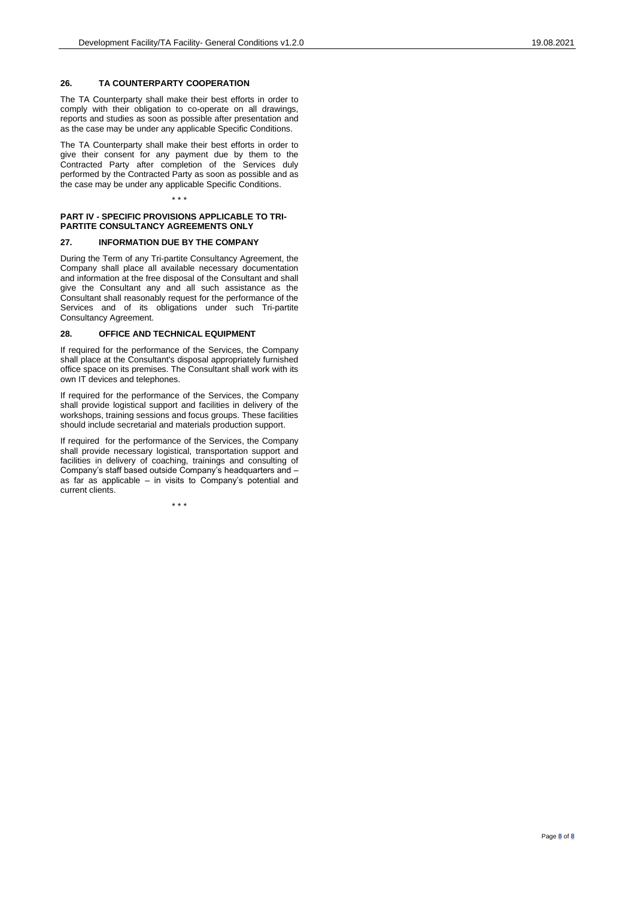## 26. TA COUNTERPARTY COOPERATION

The TA Counterparty shall make their best efforts in order to comply with their obligation to co-operate on all drawings, reports and studies as soon as possible after presentation and as the case may be under any applicable Specific Conditions.

The TA Counterparty shall make their best efforts in order to give their consent for any payment due by them to the Contracted Party after completion of the Services duly performed by the Contracted Party as soon as possible and as the case may be under any applicable Specific Conditions.

\* \* \*

## PART IV - SPECIFIC PROVISIONS APPLICABLE TO TRI-PARTITE CONSULTANCY AGREEMENTS ONLY

## 27. INFORMATION DUE BY THE COMPANY

During the Term of any Tri-partite Consultancy Agreement, the Company shall place all available necessary documentation and information at the free disposal of the Consultant and shall give the Consultant any and all such assistance as the Consultant shall reasonably request for the performance of the Services and of its obligations under such Tri-partite Consultancy Agreement.

## 28. OFFICE AND TECHNICAL EQUIPMENT

If required for the performance of the Services, the Company shall place at the Consultant's disposal appropriately furnished office space on its premises. The Consultant shall work with its own IT devices and telephones.

If required for the performance of the Services, the Company shall provide logistical support and facilities in delivery of the workshops, training sessions and focus groups. These facilities should include secretarial and materials production support.

If required for the performance of the Services, the Company shall provide necessary logistical, transportation support and facilities in delivery of coaching, trainings and consulting of Company's staff based outside Company's headquarters and – as far as applicable – in visits to Company's potential and current clients.

\* \* \*